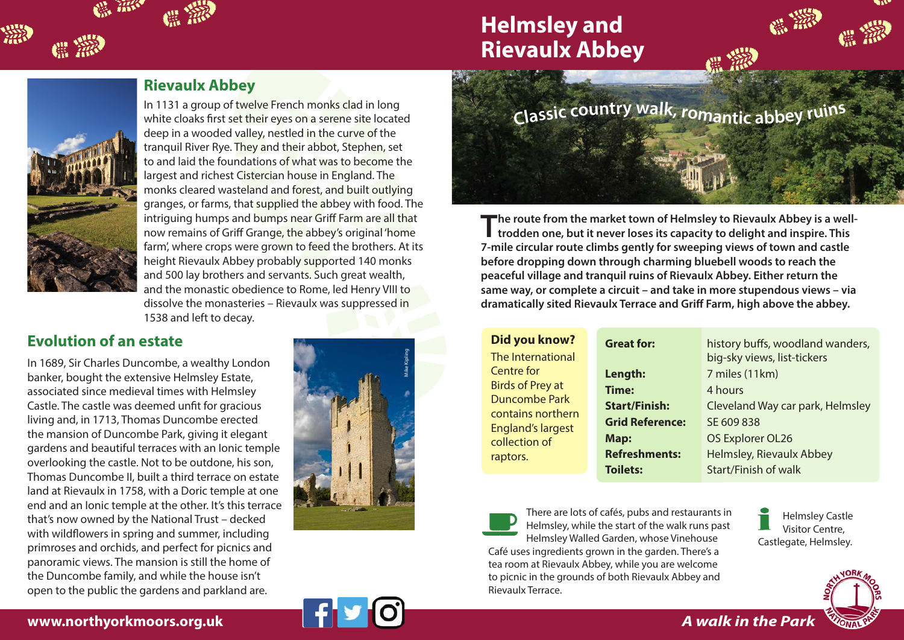# Helmsley and Rievaulx Abbey

Classic country walk, romantic abbey ruins

**The route from the market town of Helmsley to Rievaulx Abbey is a well-trodden one, but it never loses its capacity to delight and inspire. This 7-mile circular route climbs gently for sweeping views of town and castle before dropping down through charming bluebell woods to reach the peaceful village and tranquil ruins of Rievaulx Abbey. Either return the same way, or complete a circuit – and take in more stupendous views – via dramatically sited Rievaulx Terrace and Griff Farm, high above the abbey.**

## Rievaulx Abbey

In 1131 a group of twelve French monks clad in long white cloaks first set their eyes on a serene site located deep in a wooded valley, nestled in the curve of the tranquil River Rye. They and their abbot, Stephen, set to and laid the foundations of what was to become the largest and richest Cistercian house in England. The monks cleared wasteland and forest, and built outlying granges, or farms, that supplied the abbey with food. The intriguing humps and bumps near Griff Farm are all that now remains of Griff Grange, the abbey's original 'home farm', where crops were grown to feed the brothers. At its height Rievaulx Abbey probably supported 140 monks and 500 lay brothers and servants. Such great wealth, and the monastic obedience to Rome, led Henry VIII to dissolve the monasteries – Rievaulx was suppressed in 1538 and left to decay.

## Evolution of an estate

In 1689, Sir Charles Duncombe, a wealthy London banker, bought the extensive Helmsley Estate, associated since medieval times with Helmsley Castle. The castle was deemed unfit for gracious living and, in 1713, Thomas Duncombe erected the mansion of Duncombe Park, giving it elegant gardens and beautiful terraces with an Ionic temple overlooking the castle. Not to be outdone, his son, Thomas Duncombe II, built a third terrace on estate land at Rievaulx in 1758, with a Doric temple at one end and an Ionic temple at the other. It's this terrace that's now owned by the National Trust – decked with wildflowers in spring and summer, including primroses and orchids, and perfect for picnics and panoramic views. The mansion is still the home of the Duncombe family, and while the house isn't open to the public the gardens and parkland are.

Mike Kipling

**Did you know?**
The International Centre for Birds of Prey at Duncombe Park contains northern England's largest collection of raptors.

| | |
|---|---|
| **Great for:** | history buffs, woodland wanders, big-sky views, list-tickers |
| **Length:** | 7 miles (11km) |
| **Time:** | 4 hours |
| **Start/Finish:** | Cleveland Way car park, Helmsley |
| **Grid Reference:** | SE 609 838 |
| **Map:** | OS Explorer OL26 |
| **Refreshments:** | Helmsley, Rievaulx Abbey |
| **Toilets:** | Start/Finish of walk |

There are lots of cafés, pubs and restaurants in Helmsley, while the start of the walk runs past Helmsley Walled Garden, whose Vinehouse Café uses ingredients grown in the garden. There's a tea room at Rievaulx Abbey, while you are welcome to picnic in the grounds of both Rievaulx Abbey and Rievaulx Terrace.

Helmsley Castle Visitor Centre, Castlegate, Helmsley.

www.northyorkmoors.org.uk

*A walk in the Park*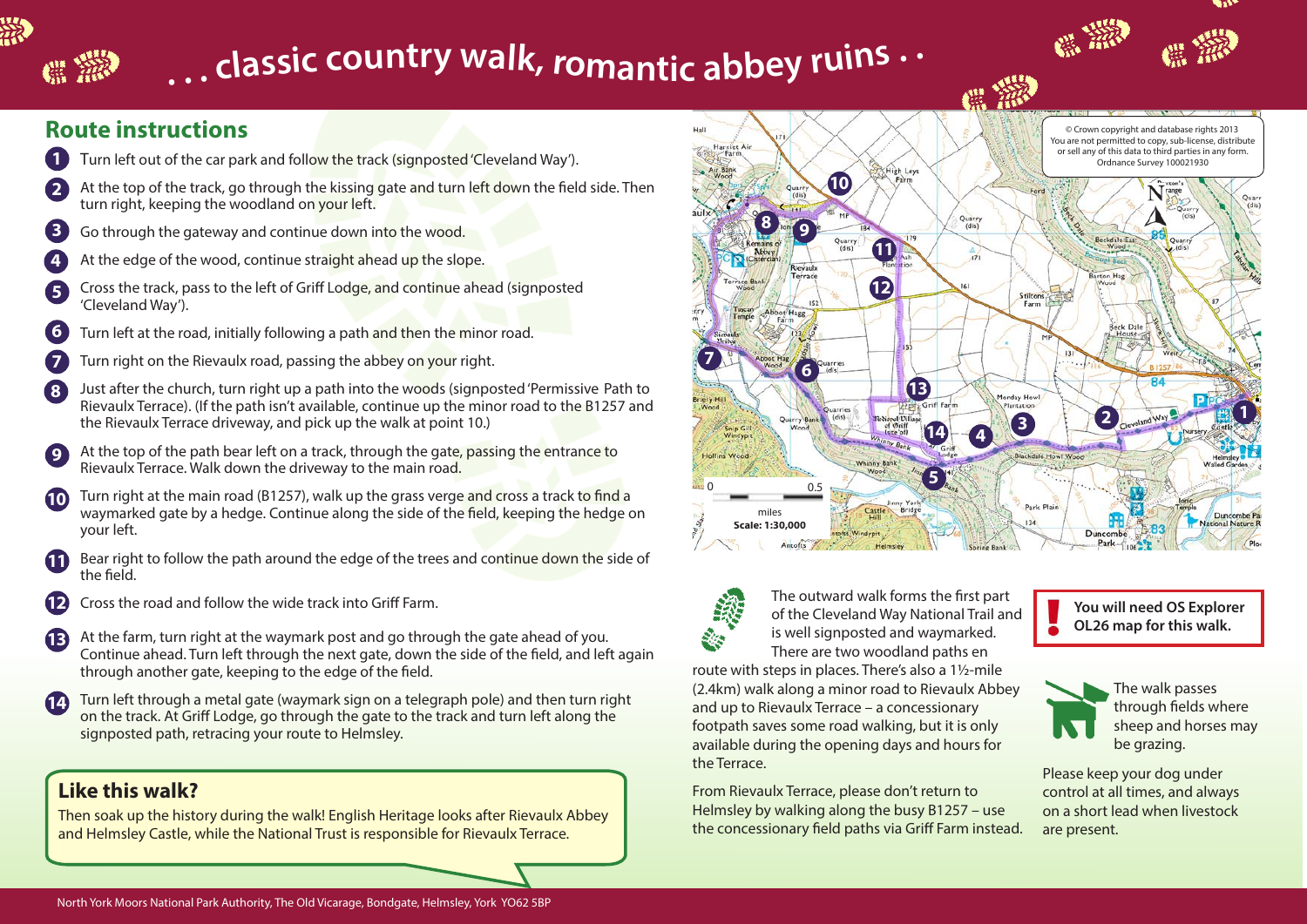# . . . classic country walk, romantic abbey ruins . .

## Route instructions

1. Turn left out of the car park and follow the track (signposted 'Cleveland Way').
2. At the top of the track, go through the kissing gate and turn left down the field side. Then turn right, keeping the woodland on your left.
3. Go through the gateway and continue down into the wood.
4. At the edge of the wood, continue straight ahead up the slope.
5. Cross the track, pass to the left of Griff Lodge, and continue ahead (signposted 'Cleveland Way').
6. Turn left at the road, initially following a path and then the minor road.
7. Turn right on the Rievaulx road, passing the abbey on your right.
8. Just after the church, turn right up a path into the woods (signposted 'Permissive Path to Rievaulx Terrace). (If the path isn't available, continue up the minor road to the B1257 and the Rievaulx Terrace driveway, and pick up the walk at point 10.)
9. At the top of the path bear left on a track, through the gate, passing the entrance to Rievaulx Terrace. Walk down the driveway to the main road.
10. Turn right at the main road (B1257), walk up the grass verge and cross a track to find a waymarked gate by a hedge. Continue along the side of the field, keeping the hedge on your left.
11. Bear right to follow the path around the edge of the trees and continue down the side of the field.
12. Cross the road and follow the wide track into Griff Farm.
13. At the farm, turn right at the waymark post and go through the gate ahead of you. Continue ahead. Turn left through the next gate, down the side of the field, and left again through another gate, keeping to the edge of the field.
14. Turn left through a metal gate (waymark sign on a telegraph pole) and then turn right on the track. At Griff Lodge, go through the gate to the track and turn left along the signposted path, retracing your route to Helmsley.

## Like this walk?

Then soak up the history during the walk! English Heritage looks after Rievaulx Abbey and Helmsley Castle, while the National Trust is responsible for Rievaulx Terrace.

© Crown copyright and database rights 2013
You are not permitted to copy, sub-license, distribute or sell any of this data to third parties in any form.
Ordnance Survey 100021930

0 0.5
miles
Scale: 1:30,000

The outward walk forms the first part of the Cleveland Way National Trail and is well signposted and waymarked. There are two woodland paths en route with steps in places. There's also a 1½-mile (2.4km) walk along a minor road to Rievaulx Abbey and up to Rievaulx Terrace – a concessionary footpath saves some road walking, but it is only available during the opening days and hours for the Terrace.

From Rievaulx Terrace, please don't return to Helmsley by walking along the busy B1257 – use the concessionary field paths via Griff Farm instead.

**You will need OS Explorer OL26 map for this walk.**

The walk passes through fields where sheep and horses may be grazing.

Please keep your dog under control at all times, and always on a short lead when livestock are present.

North York Moors National Park Authority, The Old Vicarage, Bondgate, Helmsley, York YO62 5BP